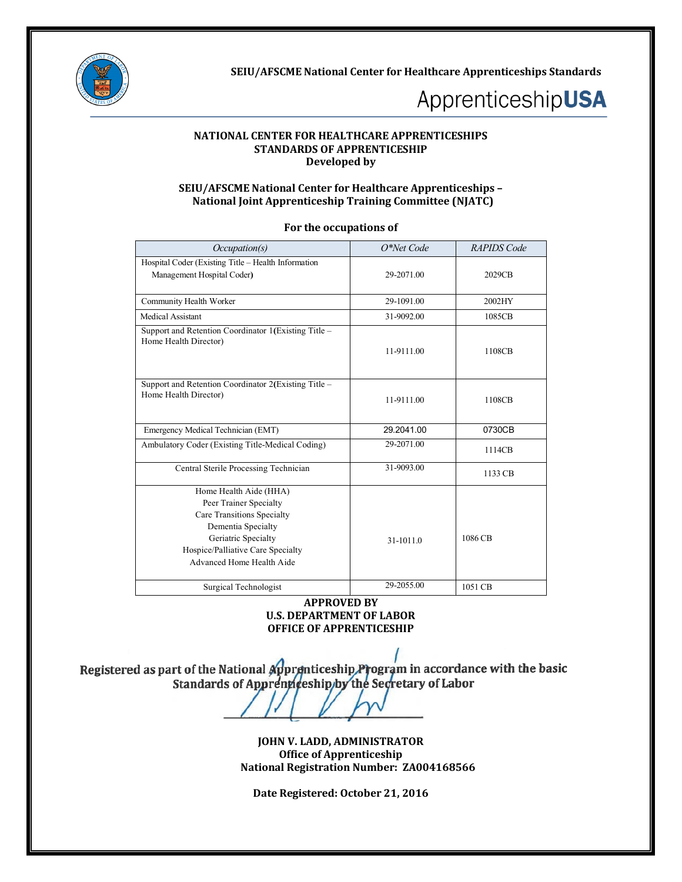SEIU/AFSCME National Center for Healthcare Apprenticeships Standards

ApprenticeshipUSA

# NATIONAL CENTER FOR HEALTHCARE APPRENTICESHIPS STANDARDS OF APPRENTICESHIP

**Developed by**

**SEIU/AFSCME National Center for Healthcare Apprenticeships – National Joint Apprenticeship Training Committee (NJATC)**

**For the occupations of**

| *Occupation(s)* | *O*Net Code* | *RAPIDS Code* |
|---|---|---|
| Hospital Coder (Existing Title – Health Information Management Hospital Coder) | 29-2071.00 | 2029CB |
| Community Health Worker | 29-1091.00 | 2002HY |
| Medical Assistant | 31-9092.00 | 1085CB |
| Support and Retention Coordinator 1(Existing Title – Home Health Director) | 11-9111.00 | 1108CB |
| Support and Retention Coordinator 2(Existing Title – Home Health Director) | 11-9111.00 | 1108CB |
| Emergency Medical Technician (EMT) | 29.2041.00 | 0730CB |
| Ambulatory Coder (Existing Title-Medical Coding) | 29-2071.00 | 1114CB |
| Central Sterile Processing Technician | 31-9093.00 | 1133 CB |
| Home Health Aide (HHA)<br>Peer Trainer Specialty<br>Care Transitions Specialty<br>Dementia Specialty<br>Geriatric Specialty<br>Hospice/Palliative Care Specialty<br>Advanced Home Health Aide | 31-1011.0 | 1086 CB |
| Surgical Technologist | 29-2055.00 | 1051 CB |

**APPROVED BY**
**U.S. DEPARTMENT OF LABOR**
**OFFICE OF APPRENTICESHIP**

**Registered as part of the National Apprenticeship Program in accordance with the basic Standards of Apprenticeship by the Secretary of Labor**

**JOHN V. LADD, ADMINISTRATOR**
**Office of Apprenticeship**
**National Registration Number: ZA004168566**

**Date Registered: October 21, 2016**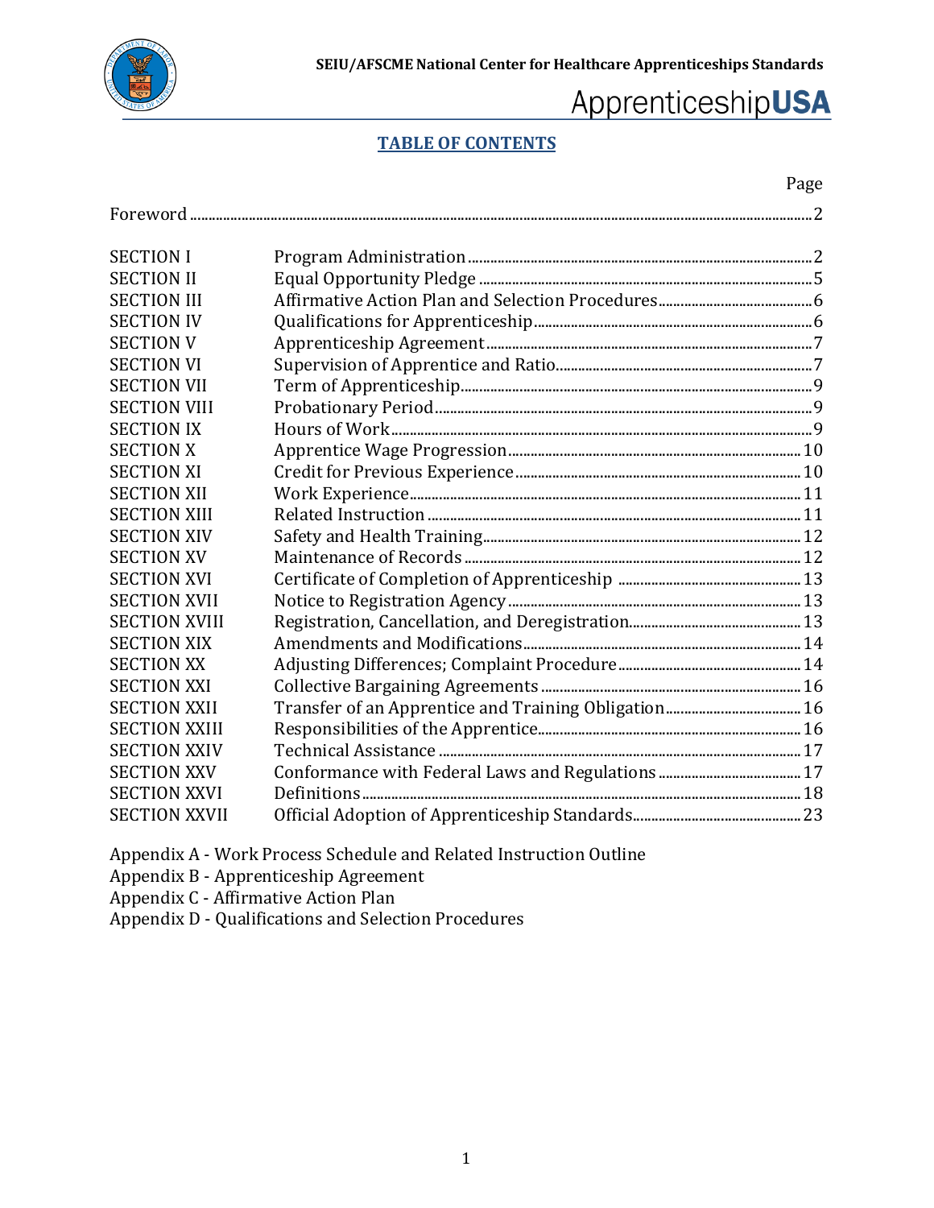# TABLE OF CONTENTS

| | | Page |
|---|---|---|
| Foreword | | 2 |
| SECTION I | Program Administration | 2 |
| SECTION II | Equal Opportunity Pledge | 5 |
| SECTION III | Affirmative Action Plan and Selection Procedures | 6 |
| SECTION IV | Qualifications for Apprenticeship | 6 |
| SECTION V | Apprenticeship Agreement | 7 |
| SECTION VI | Supervision of Apprentice and Ratio | 7 |
| SECTION VII | Term of Apprenticeship | 9 |
| SECTION VIII | Probationary Period | 9 |
| SECTION IX | Hours of Work | 9 |
| SECTION X | Apprentice Wage Progression | 10 |
| SECTION XI | Credit for Previous Experience | 10 |
| SECTION XII | Work Experience | 11 |
| SECTION XIII | Related Instruction | 11 |
| SECTION XIV | Safety and Health Training | 12 |
| SECTION XV | Maintenance of Records | 12 |
| SECTION XVI | Certificate of Completion of Apprenticeship | 13 |
| SECTION XVII | Notice to Registration Agency | 13 |
| SECTION XVIII | Registration, Cancellation, and Deregistration | 13 |
| SECTION XIX | Amendments and Modifications | 14 |
| SECTION XX | Adjusting Differences; Complaint Procedure | 14 |
| SECTION XXI | Collective Bargaining Agreements | 16 |
| SECTION XXII | Transfer of an Apprentice and Training Obligation | 16 |
| SECTION XXIII | Responsibilities of the Apprentice | 16 |
| SECTION XXIV | Technical Assistance | 17 |
| SECTION XXV | Conformance with Federal Laws and Regulations | 17 |
| SECTION XXVI | Definitions | 18 |
| SECTION XXVII | Official Adoption of Apprenticeship Standards | 23 |

Appendix A - Work Process Schedule and Related Instruction Outline
Appendix B - Apprenticeship Agreement
Appendix C - Affirmative Action Plan
Appendix D - Qualifications and Selection Procedures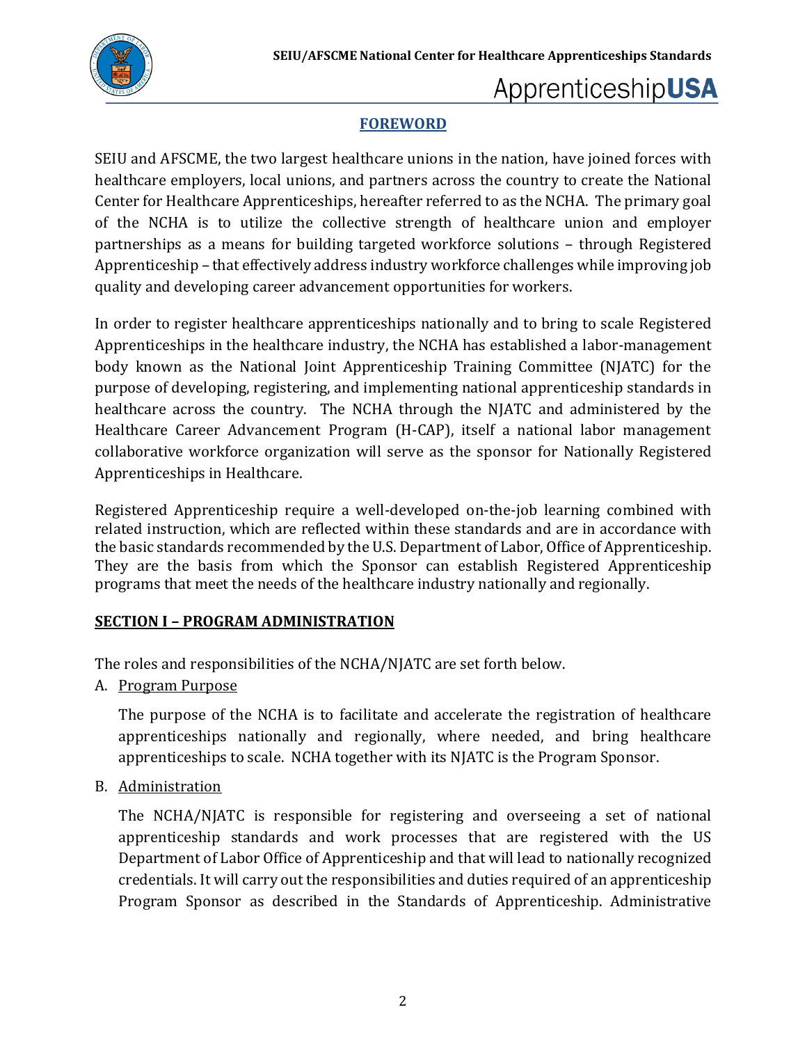## FOREWORD

SEIU and AFSCME, the two largest healthcare unions in the nation, have joined forces with healthcare employers, local unions, and partners across the country to create the National Center for Healthcare Apprenticeships, hereafter referred to as the NCHA. The primary goal of the NCHA is to utilize the collective strength of healthcare union and employer partnerships as a means for building targeted workforce solutions – through Registered Apprenticeship – that effectively address industry workforce challenges while improving job quality and developing career advancement opportunities for workers.

In order to register healthcare apprenticeships nationally and to bring to scale Registered Apprenticeships in the healthcare industry, the NCHA has established a labor-management body known as the National Joint Apprenticeship Training Committee (NJATC) for the purpose of developing, registering, and implementing national apprenticeship standards in healthcare across the country. The NCHA through the NJATC and administered by the Healthcare Career Advancement Program (H-CAP), itself a national labor management collaborative workforce organization will serve as the sponsor for Nationally Registered Apprenticeships in Healthcare.

Registered Apprenticeship require a well-developed on-the-job learning combined with related instruction, which are reflected within these standards and are in accordance with the basic standards recommended by the U.S. Department of Labor, Office of Apprenticeship. They are the basis from which the Sponsor can establish Registered Apprenticeship programs that meet the needs of the healthcare industry nationally and regionally.

## SECTION I – PROGRAM ADMINISTRATION

The roles and responsibilities of the NCHA/NJATC are set forth below.

A. Program Purpose

The purpose of the NCHA is to facilitate and accelerate the registration of healthcare apprenticeships nationally and regionally, where needed, and bring healthcare apprenticeships to scale. NCHA together with its NJATC is the Program Sponsor.

B. Administration

The NCHA/NJATC is responsible for registering and overseeing a set of national apprenticeship standards and work processes that are registered with the US Department of Labor Office of Apprenticeship and that will lead to nationally recognized credentials. It will carry out the responsibilities and duties required of an apprenticeship Program Sponsor as described in the Standards of Apprenticeship. Administrative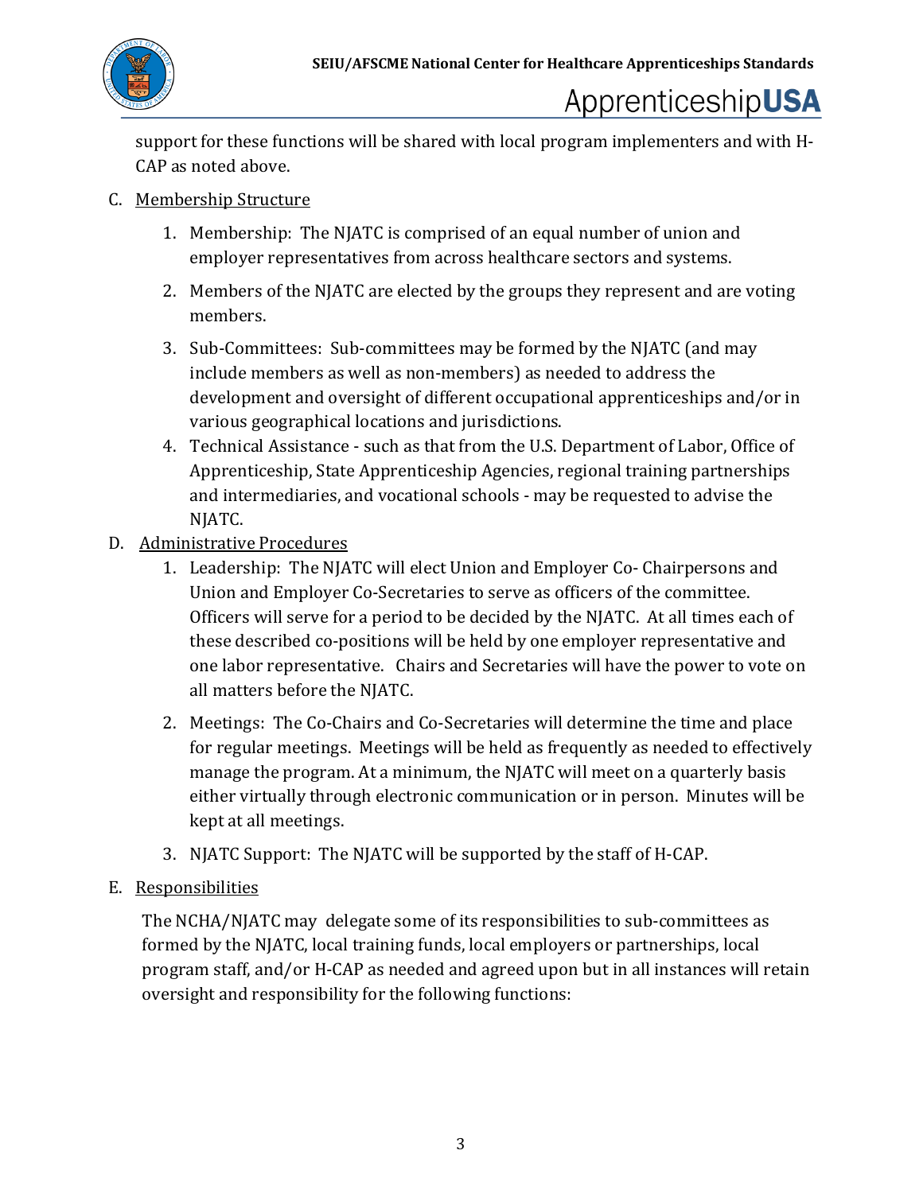support for these functions will be shared with local program implementers and with H-CAP as noted above.

C. Membership Structure

1. Membership: The NJATC is comprised of an equal number of union and employer representatives from across healthcare sectors and systems.

2. Members of the NJATC are elected by the groups they represent and are voting members.

3. Sub-Committees: Sub-committees may be formed by the NJATC (and may include members as well as non-members) as needed to address the development and oversight of different occupational apprenticeships and/or in various geographical locations and jurisdictions.

4. Technical Assistance - such as that from the U.S. Department of Labor, Office of Apprenticeship, State Apprenticeship Agencies, regional training partnerships and intermediaries, and vocational schools - may be requested to advise the NJATC.

D. Administrative Procedures

1. Leadership: The NJATC will elect Union and Employer Co- Chairpersons and Union and Employer Co-Secretaries to serve as officers of the committee. Officers will serve for a period to be decided by the NJATC. At all times each of these described co-positions will be held by one employer representative and one labor representative. Chairs and Secretaries will have the power to vote on all matters before the NJATC.

2. Meetings: The Co-Chairs and Co-Secretaries will determine the time and place for regular meetings. Meetings will be held as frequently as needed to effectively manage the program. At a minimum, the NJATC will meet on a quarterly basis either virtually through electronic communication or in person. Minutes will be kept at all meetings.

3. NJATC Support: The NJATC will be supported by the staff of H-CAP.

E. Responsibilities

The NCHA/NJATC may delegate some of its responsibilities to sub-committees as formed by the NJATC, local training funds, local employers or partnerships, local program staff, and/or H-CAP as needed and agreed upon but in all instances will retain oversight and responsibility for the following functions: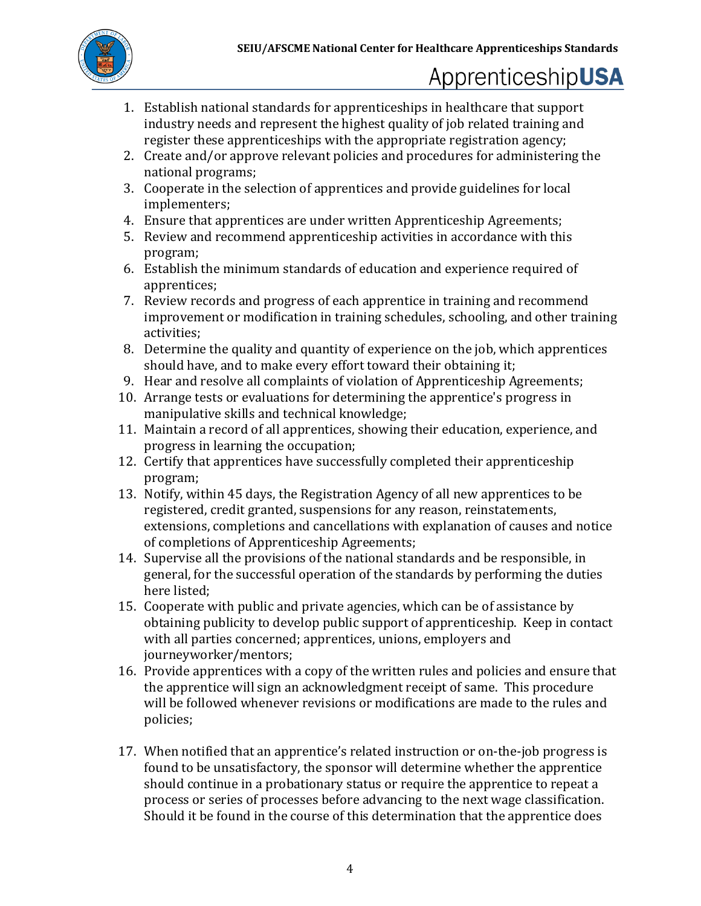1. Establish national standards for apprenticeships in healthcare that support industry needs and represent the highest quality of job related training and register these apprenticeships with the appropriate registration agency;
2. Create and/or approve relevant policies and procedures for administering the national programs;
3. Cooperate in the selection of apprentices and provide guidelines for local implementers;
4. Ensure that apprentices are under written Apprenticeship Agreements;
5. Review and recommend apprenticeship activities in accordance with this program;
6. Establish the minimum standards of education and experience required of apprentices;
7. Review records and progress of each apprentice in training and recommend improvement or modification in training schedules, schooling, and other training activities;
8. Determine the quality and quantity of experience on the job, which apprentices should have, and to make every effort toward their obtaining it;
9. Hear and resolve all complaints of violation of Apprenticeship Agreements;
10. Arrange tests or evaluations for determining the apprentice's progress in manipulative skills and technical knowledge;
11. Maintain a record of all apprentices, showing their education, experience, and progress in learning the occupation;
12. Certify that apprentices have successfully completed their apprenticeship program;
13. Notify, within 45 days, the Registration Agency of all new apprentices to be registered, credit granted, suspensions for any reason, reinstatements, extensions, completions and cancellations with explanation of causes and notice of completions of Apprenticeship Agreements;
14. Supervise all the provisions of the national standards and be responsible, in general, for the successful operation of the standards by performing the duties here listed;
15. Cooperate with public and private agencies, which can be of assistance by obtaining publicity to develop public support of apprenticeship. Keep in contact with all parties concerned; apprentices, unions, employers and journeyworker/mentors;
16. Provide apprentices with a copy of the written rules and policies and ensure that the apprentice will sign an acknowledgment receipt of same. This procedure will be followed whenever revisions or modifications are made to the rules and policies;
17. When notified that an apprentice's related instruction or on-the-job progress is found to be unsatisfactory, the sponsor will determine whether the apprentice should continue in a probationary status or require the apprentice to repeat a process or series of processes before advancing to the next wage classification. Should it be found in the course of this determination that the apprentice does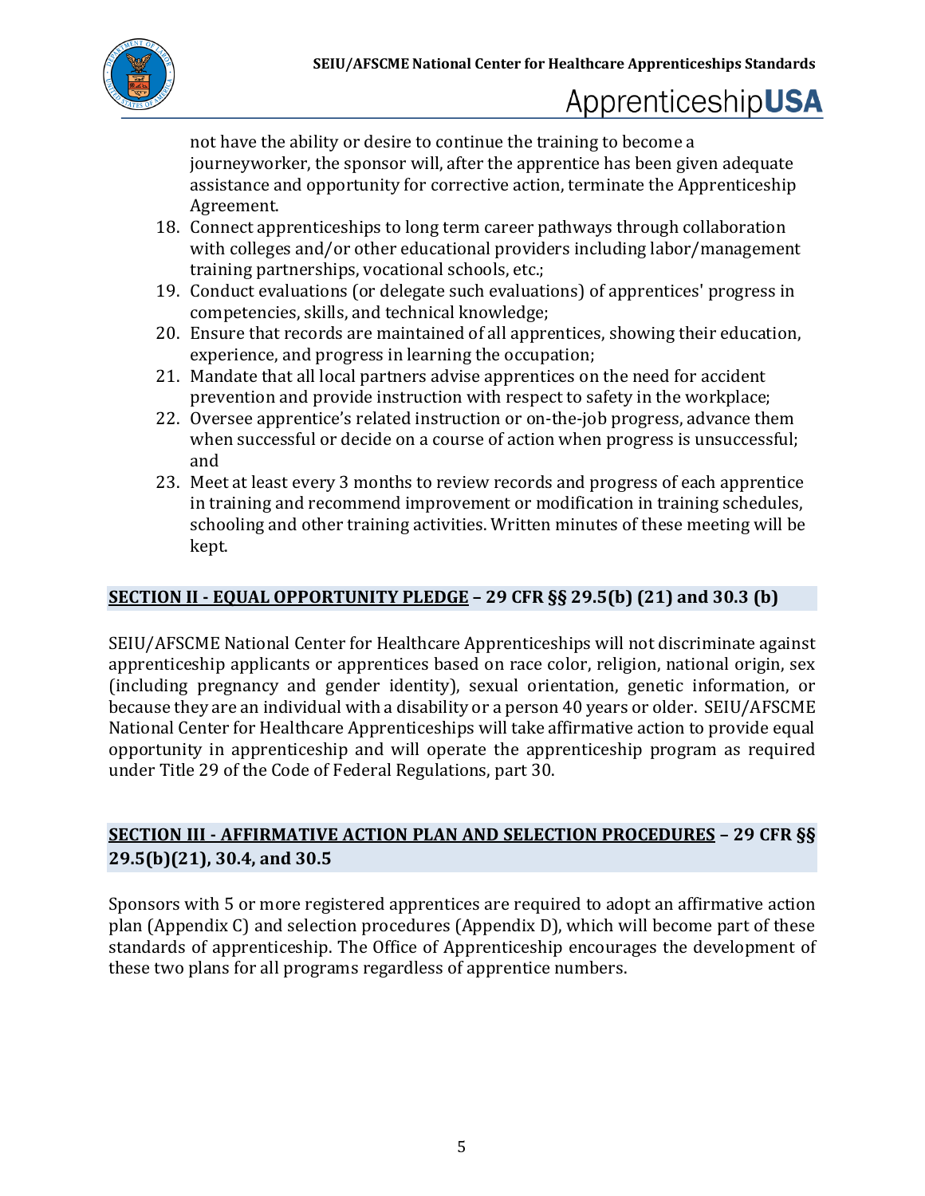not have the ability or desire to continue the training to become a journeyworker, the sponsor will, after the apprentice has been given adequate assistance and opportunity for corrective action, terminate the Apprenticeship Agreement.

18. Connect apprenticeships to long term career pathways through collaboration with colleges and/or other educational providers including labor/management training partnerships, vocational schools, etc.;
19. Conduct evaluations (or delegate such evaluations) of apprentices' progress in competencies, skills, and technical knowledge;
20. Ensure that records are maintained of all apprentices, showing their education, experience, and progress in learning the occupation;
21. Mandate that all local partners advise apprentices on the need for accident prevention and provide instruction with respect to safety in the workplace;
22. Oversee apprentice's related instruction or on-the-job progress, advance them when successful or decide on a course of action when progress is unsuccessful; and
23. Meet at least every 3 months to review records and progress of each apprentice in training and recommend improvement or modification in training schedules, schooling and other training activities. Written minutes of these meeting will be kept.

## SECTION II - EQUAL OPPORTUNITY PLEDGE – 29 CFR §§ 29.5(b) (21) and 30.3 (b)

SEIU/AFSCME National Center for Healthcare Apprenticeships will not discriminate against apprenticeship applicants or apprentices based on race color, religion, national origin, sex (including pregnancy and gender identity), sexual orientation, genetic information, or because they are an individual with a disability or a person 40 years or older. SEIU/AFSCME National Center for Healthcare Apprenticeships will take affirmative action to provide equal opportunity in apprenticeship and will operate the apprenticeship program as required under Title 29 of the Code of Federal Regulations, part 30.

## SECTION III - AFFIRMATIVE ACTION PLAN AND SELECTION PROCEDURES – 29 CFR §§ 29.5(b)(21), 30.4, and 30.5

Sponsors with 5 or more registered apprentices are required to adopt an affirmative action plan (Appendix C) and selection procedures (Appendix D), which will become part of these standards of apprenticeship. The Office of Apprenticeship encourages the development of these two plans for all programs regardless of apprentice numbers.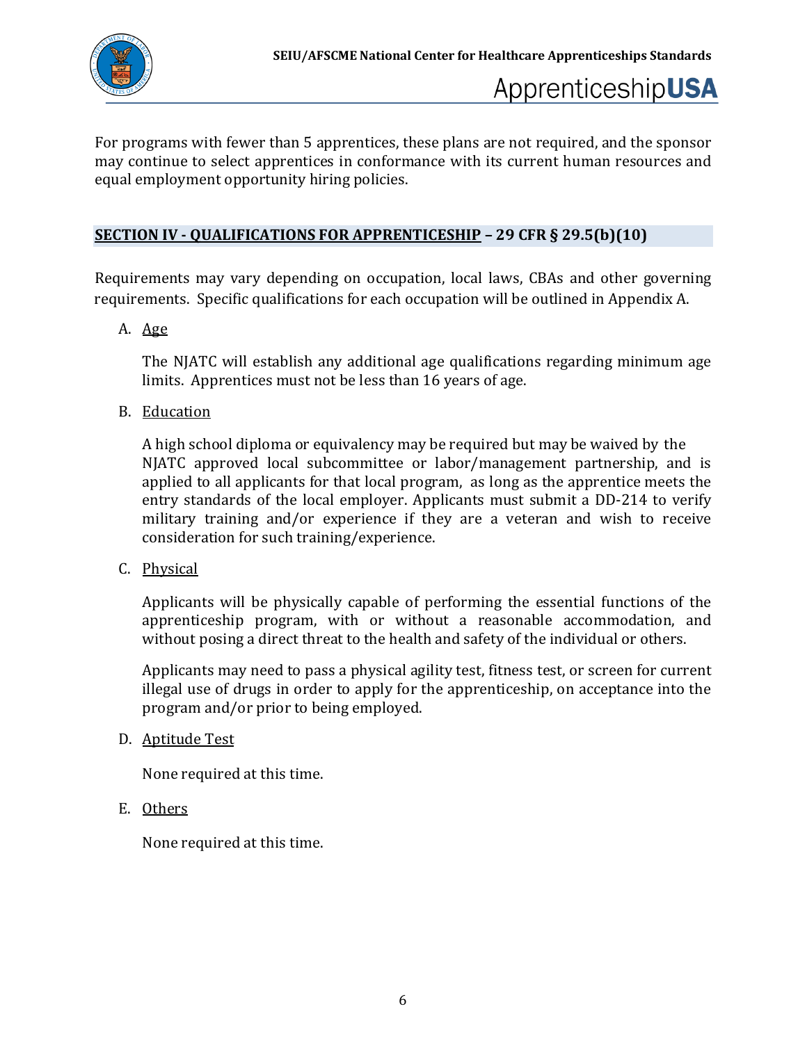For programs with fewer than 5 apprentices, these plans are not required, and the sponsor may continue to select apprentices in conformance with its current human resources and equal employment opportunity hiring policies.

## SECTION IV - QUALIFICATIONS FOR APPRENTICESHIP – 29 CFR § 29.5(b)(10)

Requirements may vary depending on occupation, local laws, CBAs and other governing requirements. Specific qualifications for each occupation will be outlined in Appendix A.

A. Age

The NJATC will establish any additional age qualifications regarding minimum age limits. Apprentices must not be less than 16 years of age.

B. Education

A high school diploma or equivalency may be required but may be waived by the NJATC approved local subcommittee or labor/management partnership, and is applied to all applicants for that local program, as long as the apprentice meets the entry standards of the local employer. Applicants must submit a DD-214 to verify military training and/or experience if they are a veteran and wish to receive consideration for such training/experience.

C. Physical

Applicants will be physically capable of performing the essential functions of the apprenticeship program, with or without a reasonable accommodation, and without posing a direct threat to the health and safety of the individual or others.

Applicants may need to pass a physical agility test, fitness test, or screen for current illegal use of drugs in order to apply for the apprenticeship, on acceptance into the program and/or prior to being employed.

D. Aptitude Test

None required at this time.

E. Others

None required at this time.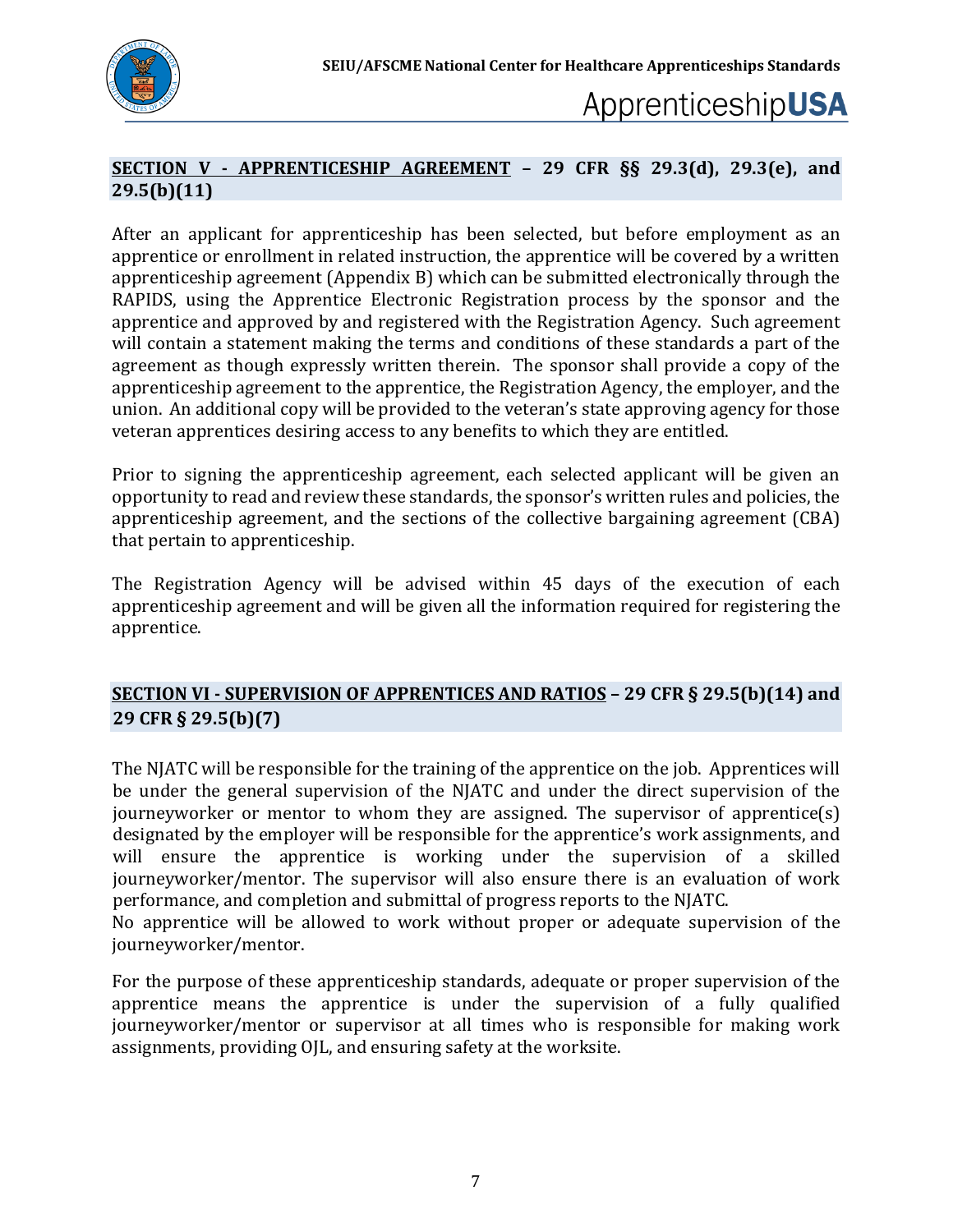## SECTION V - APPRENTICESHIP AGREEMENT – 29 CFR §§ 29.3(d), 29.3(e), and 29.5(b)(11)

After an applicant for apprenticeship has been selected, but before employment as an apprentice or enrollment in related instruction, the apprentice will be covered by a written apprenticeship agreement (Appendix B) which can be submitted electronically through the RAPIDS, using the Apprentice Electronic Registration process by the sponsor and the apprentice and approved by and registered with the Registration Agency. Such agreement will contain a statement making the terms and conditions of these standards a part of the agreement as though expressly written therein. The sponsor shall provide a copy of the apprenticeship agreement to the apprentice, the Registration Agency, the employer, and the union. An additional copy will be provided to the veteran's state approving agency for those veteran apprentices desiring access to any benefits to which they are entitled.

Prior to signing the apprenticeship agreement, each selected applicant will be given an opportunity to read and review these standards, the sponsor's written rules and policies, the apprenticeship agreement, and the sections of the collective bargaining agreement (CBA) that pertain to apprenticeship.

The Registration Agency will be advised within 45 days of the execution of each apprenticeship agreement and will be given all the information required for registering the apprentice.

## SECTION VI - SUPERVISION OF APPRENTICES AND RATIOS – 29 CFR § 29.5(b)(14) and 29 CFR § 29.5(b)(7)

The NJATC will be responsible for the training of the apprentice on the job. Apprentices will be under the general supervision of the NJATC and under the direct supervision of the journeyworker or mentor to whom they are assigned. The supervisor of apprentice(s) designated by the employer will be responsible for the apprentice's work assignments, and will ensure the apprentice is working under the supervision of a skilled journeyworker/mentor. The supervisor will also ensure there is an evaluation of work performance, and completion and submittal of progress reports to the NJATC.

No apprentice will be allowed to work without proper or adequate supervision of the journeyworker/mentor.

For the purpose of these apprenticeship standards, adequate or proper supervision of the apprentice means the apprentice is under the supervision of a fully qualified journeyworker/mentor or supervisor at all times who is responsible for making work assignments, providing OJL, and ensuring safety at the worksite.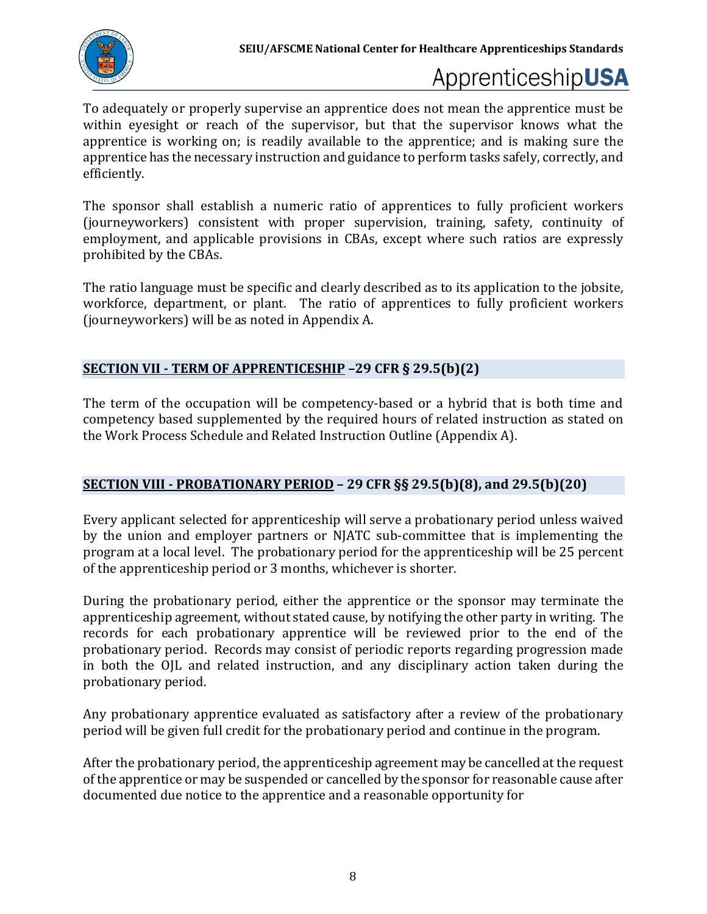To adequately or properly supervise an apprentice does not mean the apprentice must be within eyesight or reach of the supervisor, but that the supervisor knows what the apprentice is working on; is readily available to the apprentice; and is making sure the apprentice has the necessary instruction and guidance to perform tasks safely, correctly, and efficiently.

The sponsor shall establish a numeric ratio of apprentices to fully proficient workers (journeyworkers) consistent with proper supervision, training, safety, continuity of employment, and applicable provisions in CBAs, except where such ratios are expressly prohibited by the CBAs.

The ratio language must be specific and clearly described as to its application to the jobsite, workforce, department, or plant. The ratio of apprentices to fully proficient workers (journeyworkers) will be as noted in Appendix A.

## **<u>SECTION VII - TERM OF APPRENTICESHIP</u> –29 CFR § 29.5(b)(2)**

The term of the occupation will be competency-based or a hybrid that is both time and competency based supplemented by the required hours of related instruction as stated on the Work Process Schedule and Related Instruction Outline (Appendix A).

## **<u>SECTION VIII - PROBATIONARY PERIOD</u> – 29 CFR §§ 29.5(b)(8), and 29.5(b)(20)**

Every applicant selected for apprenticeship will serve a probationary period unless waived by the union and employer partners or NJATC sub-committee that is implementing the program at a local level. The probationary period for the apprenticeship will be 25 percent of the apprenticeship period or 3 months, whichever is shorter.

During the probationary period, either the apprentice or the sponsor may terminate the apprenticeship agreement, without stated cause, by notifying the other party in writing. The records for each probationary apprentice will be reviewed prior to the end of the probationary period. Records may consist of periodic reports regarding progression made in both the OJL and related instruction, and any disciplinary action taken during the probationary period.

Any probationary apprentice evaluated as satisfactory after a review of the probationary period will be given full credit for the probationary period and continue in the program.

After the probationary period, the apprenticeship agreement may be cancelled at the request of the apprentice or may be suspended or cancelled by the sponsor for reasonable cause after documented due notice to the apprentice and a reasonable opportunity for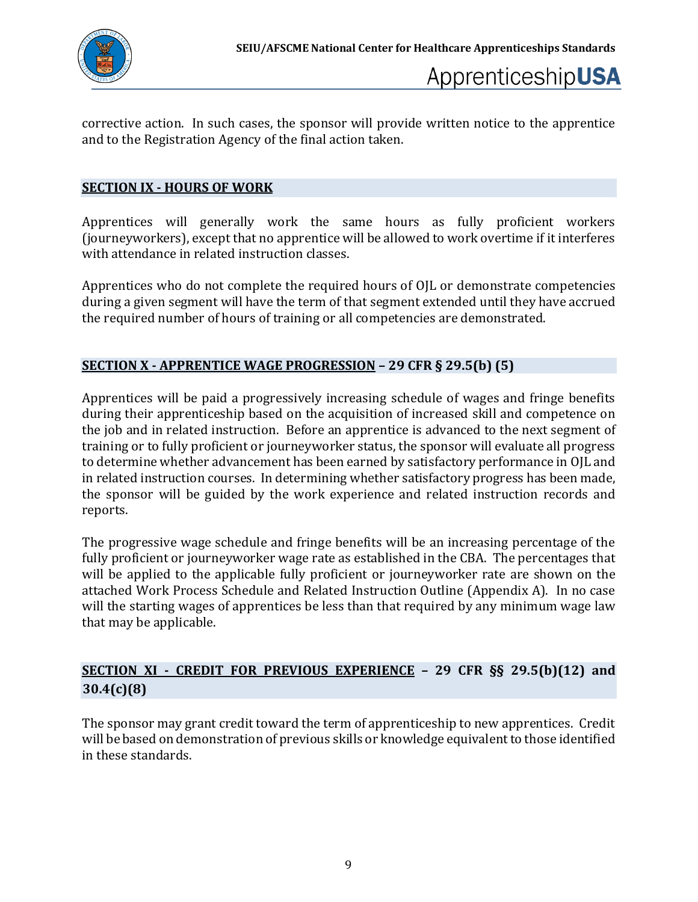corrective action. In such cases, the sponsor will provide written notice to the apprentice and to the Registration Agency of the final action taken.

## SECTION IX - HOURS OF WORK

Apprentices will generally work the same hours as fully proficient workers (journeyworkers), except that no apprentice will be allowed to work overtime if it interferes with attendance in related instruction classes.

Apprentices who do not complete the required hours of OJL or demonstrate competencies during a given segment will have the term of that segment extended until they have accrued the required number of hours of training or all competencies are demonstrated.

## SECTION X - APPRENTICE WAGE PROGRESSION – 29 CFR § 29.5(b) (5)

Apprentices will be paid a progressively increasing schedule of wages and fringe benefits during their apprenticeship based on the acquisition of increased skill and competence on the job and in related instruction. Before an apprentice is advanced to the next segment of training or to fully proficient or journeyworker status, the sponsor will evaluate all progress to determine whether advancement has been earned by satisfactory performance in OJL and in related instruction courses. In determining whether satisfactory progress has been made, the sponsor will be guided by the work experience and related instruction records and reports.

The progressive wage schedule and fringe benefits will be an increasing percentage of the fully proficient or journeyworker wage rate as established in the CBA. The percentages that will be applied to the applicable fully proficient or journeyworker rate are shown on the attached Work Process Schedule and Related Instruction Outline (Appendix A). In no case will the starting wages of apprentices be less than that required by any minimum wage law that may be applicable.

## SECTION XI - CREDIT FOR PREVIOUS EXPERIENCE – 29 CFR §§ 29.5(b)(12) and 30.4(c)(8)

The sponsor may grant credit toward the term of apprenticeship to new apprentices. Credit will be based on demonstration of previous skills or knowledge equivalent to those identified in these standards.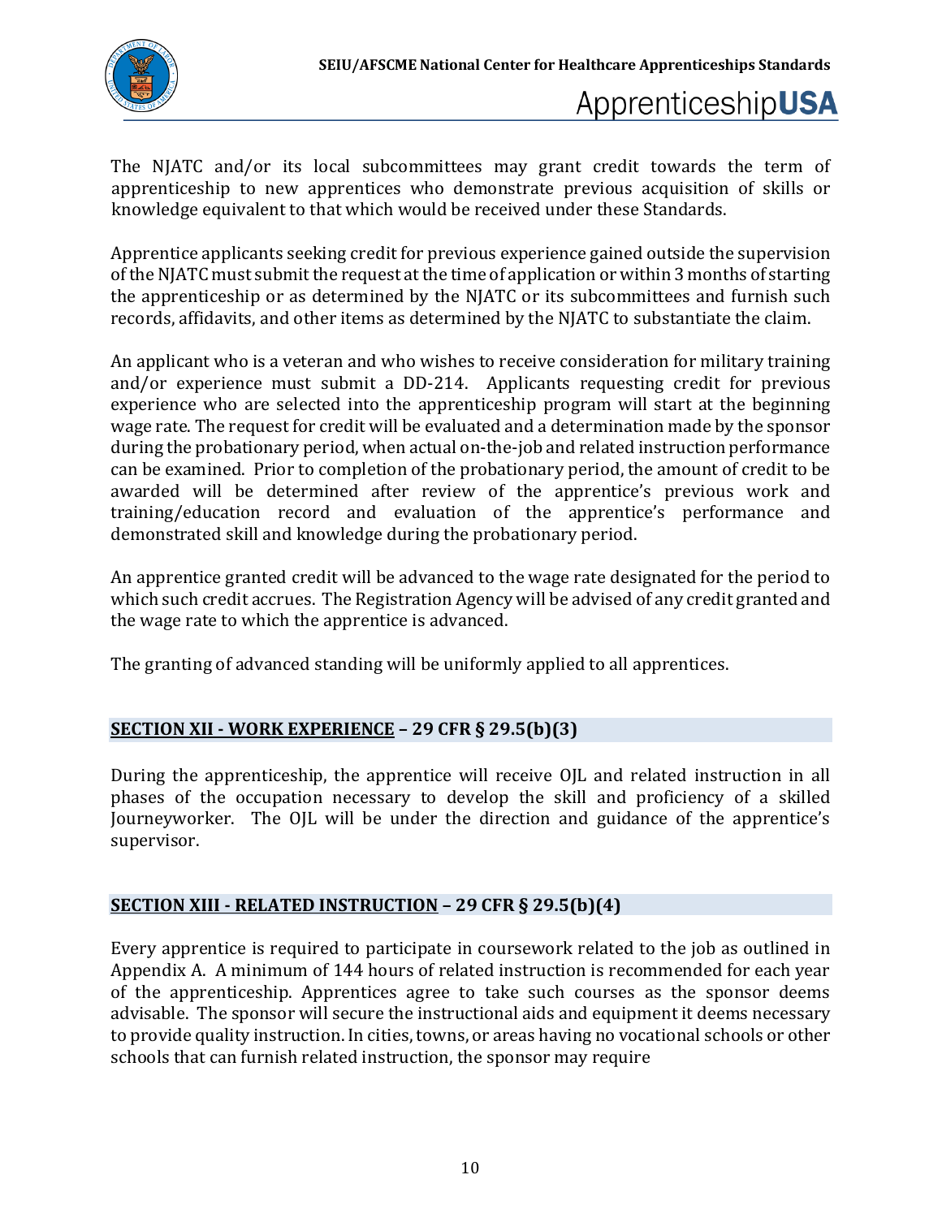The NJATC and/or its local subcommittees may grant credit towards the term of apprenticeship to new apprentices who demonstrate previous acquisition of skills or knowledge equivalent to that which would be received under these Standards.

Apprentice applicants seeking credit for previous experience gained outside the supervision of the NJATC must submit the request at the time of application or within 3 months of starting the apprenticeship or as determined by the NJATC or its subcommittees and furnish such records, affidavits, and other items as determined by the NJATC to substantiate the claim.

An applicant who is a veteran and who wishes to receive consideration for military training and/or experience must submit a DD-214. Applicants requesting credit for previous experience who are selected into the apprenticeship program will start at the beginning wage rate. The request for credit will be evaluated and a determination made by the sponsor during the probationary period, when actual on-the-job and related instruction performance can be examined. Prior to completion of the probationary period, the amount of credit to be awarded will be determined after review of the apprentice's previous work and training/education record and evaluation of the apprentice's performance and demonstrated skill and knowledge during the probationary period.

An apprentice granted credit will be advanced to the wage rate designated for the period to which such credit accrues. The Registration Agency will be advised of any credit granted and the wage rate to which the apprentice is advanced.

The granting of advanced standing will be uniformly applied to all apprentices.

## SECTION XII - WORK EXPERIENCE – 29 CFR § 29.5(b)(3)

During the apprenticeship, the apprentice will receive OJL and related instruction in all phases of the occupation necessary to develop the skill and proficiency of a skilled Journeyworker. The OJL will be under the direction and guidance of the apprentice's supervisor.

## SECTION XIII - RELATED INSTRUCTION – 29 CFR § 29.5(b)(4)

Every apprentice is required to participate in coursework related to the job as outlined in Appendix A. A minimum of 144 hours of related instruction is recommended for each year of the apprenticeship. Apprentices agree to take such courses as the sponsor deems advisable. The sponsor will secure the instructional aids and equipment it deems necessary to provide quality instruction. In cities, towns, or areas having no vocational schools or other schools that can furnish related instruction, the sponsor may require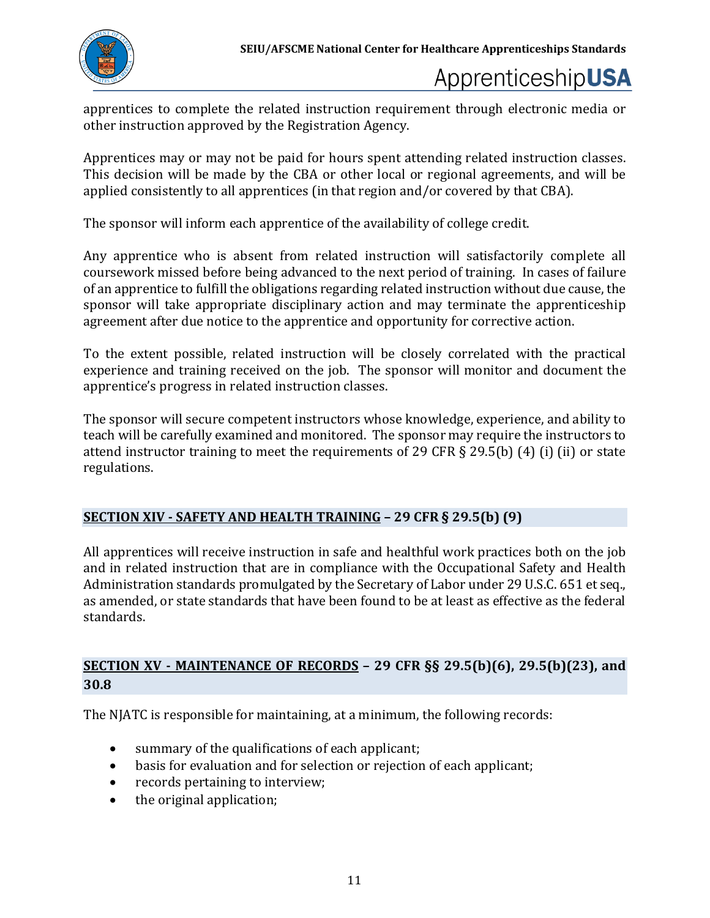apprentices to complete the related instruction requirement through electronic media or other instruction approved by the Registration Agency.

Apprentices may or may not be paid for hours spent attending related instruction classes. This decision will be made by the CBA or other local or regional agreements, and will be applied consistently to all apprentices (in that region and/or covered by that CBA).

The sponsor will inform each apprentice of the availability of college credit.

Any apprentice who is absent from related instruction will satisfactorily complete all coursework missed before being advanced to the next period of training. In cases of failure of an apprentice to fulfill the obligations regarding related instruction without due cause, the sponsor will take appropriate disciplinary action and may terminate the apprenticeship agreement after due notice to the apprentice and opportunity for corrective action.

To the extent possible, related instruction will be closely correlated with the practical experience and training received on the job. The sponsor will monitor and document the apprentice's progress in related instruction classes.

The sponsor will secure competent instructors whose knowledge, experience, and ability to teach will be carefully examined and monitored. The sponsor may require the instructors to attend instructor training to meet the requirements of 29 CFR § 29.5(b) (4) (i) (ii) or state regulations.

## <u>SECTION XIV - SAFETY AND HEALTH TRAINING</u> – 29 CFR § 29.5(b) (9)

All apprentices will receive instruction in safe and healthful work practices both on the job and in related instruction that are in compliance with the Occupational Safety and Health Administration standards promulgated by the Secretary of Labor under 29 U.S.C. 651 et seq., as amended, or state standards that have been found to be at least as effective as the federal standards.

## <u>SECTION XV - MAINTENANCE OF RECORDS</u> – 29 CFR §§ 29.5(b)(6), 29.5(b)(23), and 30.8

The NJATC is responsible for maintaining, at a minimum, the following records:

- summary of the qualifications of each applicant;
- basis for evaluation and for selection or rejection of each applicant;
- records pertaining to interview;
- the original application;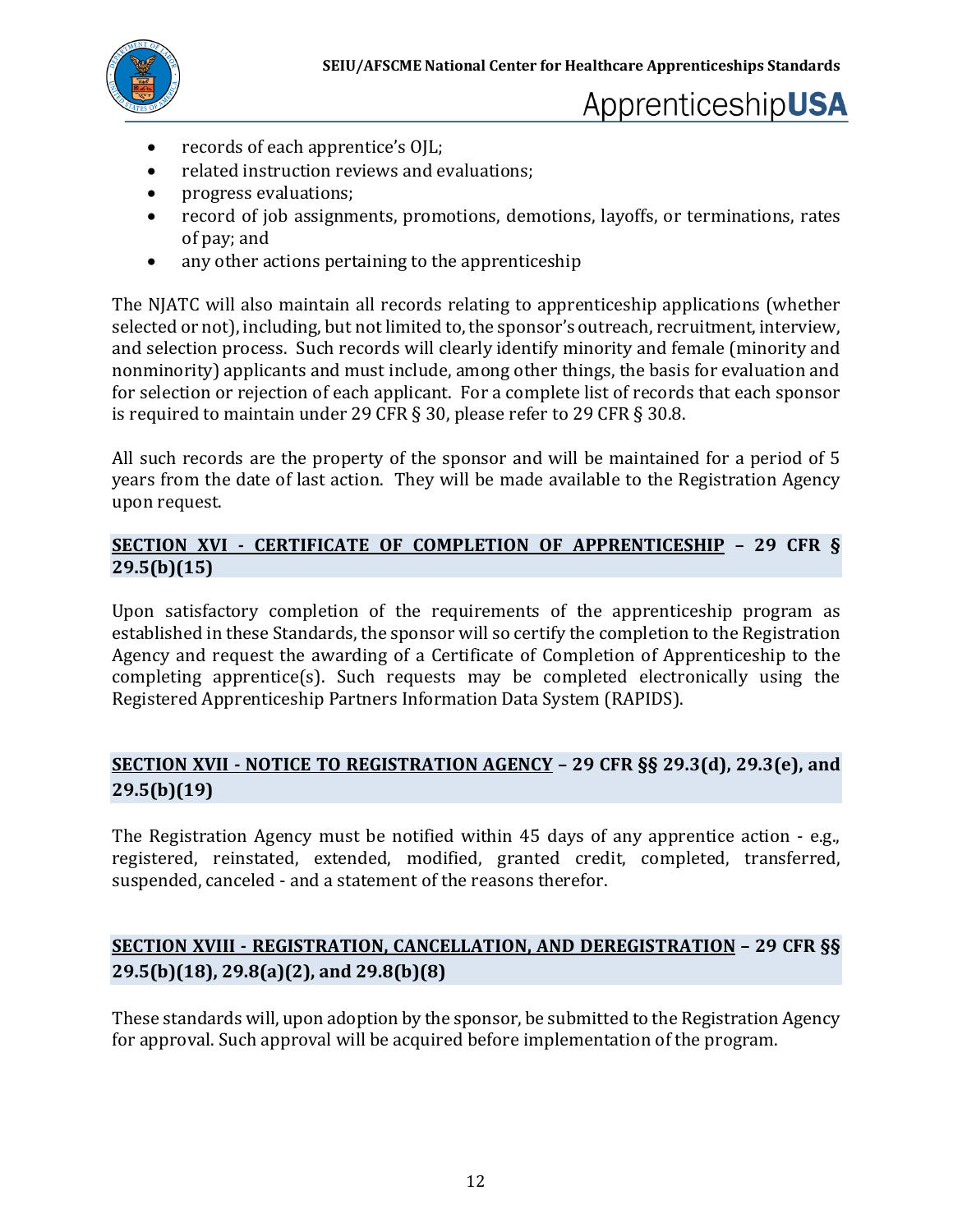- records of each apprentice's OJL;
- related instruction reviews and evaluations;
- progress evaluations;
- record of job assignments, promotions, demotions, layoffs, or terminations, rates of pay; and
- any other actions pertaining to the apprenticeship

The NJATC will also maintain all records relating to apprenticeship applications (whether selected or not), including, but not limited to, the sponsor's outreach, recruitment, interview, and selection process. Such records will clearly identify minority and female (minority and nonminority) applicants and must include, among other things, the basis for evaluation and for selection or rejection of each applicant. For a complete list of records that each sponsor is required to maintain under 29 CFR § 30, please refer to 29 CFR § 30.8.

All such records are the property of the sponsor and will be maintained for a period of 5 years from the date of last action. They will be made available to the Registration Agency upon request.

## SECTION XVI - CERTIFICATE OF COMPLETION OF APPRENTICESHIP – 29 CFR § 29.5(b)(15)

Upon satisfactory completion of the requirements of the apprenticeship program as established in these Standards, the sponsor will so certify the completion to the Registration Agency and request the awarding of a Certificate of Completion of Apprenticeship to the completing apprentice(s). Such requests may be completed electronically using the Registered Apprenticeship Partners Information Data System (RAPIDS).

## SECTION XVII - NOTICE TO REGISTRATION AGENCY – 29 CFR §§ 29.3(d), 29.3(e), and 29.5(b)(19)

The Registration Agency must be notified within 45 days of any apprentice action - e.g., registered, reinstated, extended, modified, granted credit, completed, transferred, suspended, canceled - and a statement of the reasons therefor.

## SECTION XVIII - REGISTRATION, CANCELLATION, AND DEREGISTRATION – 29 CFR §§ 29.5(b)(18), 29.8(a)(2), and 29.8(b)(8)

These standards will, upon adoption by the sponsor, be submitted to the Registration Agency for approval. Such approval will be acquired before implementation of the program.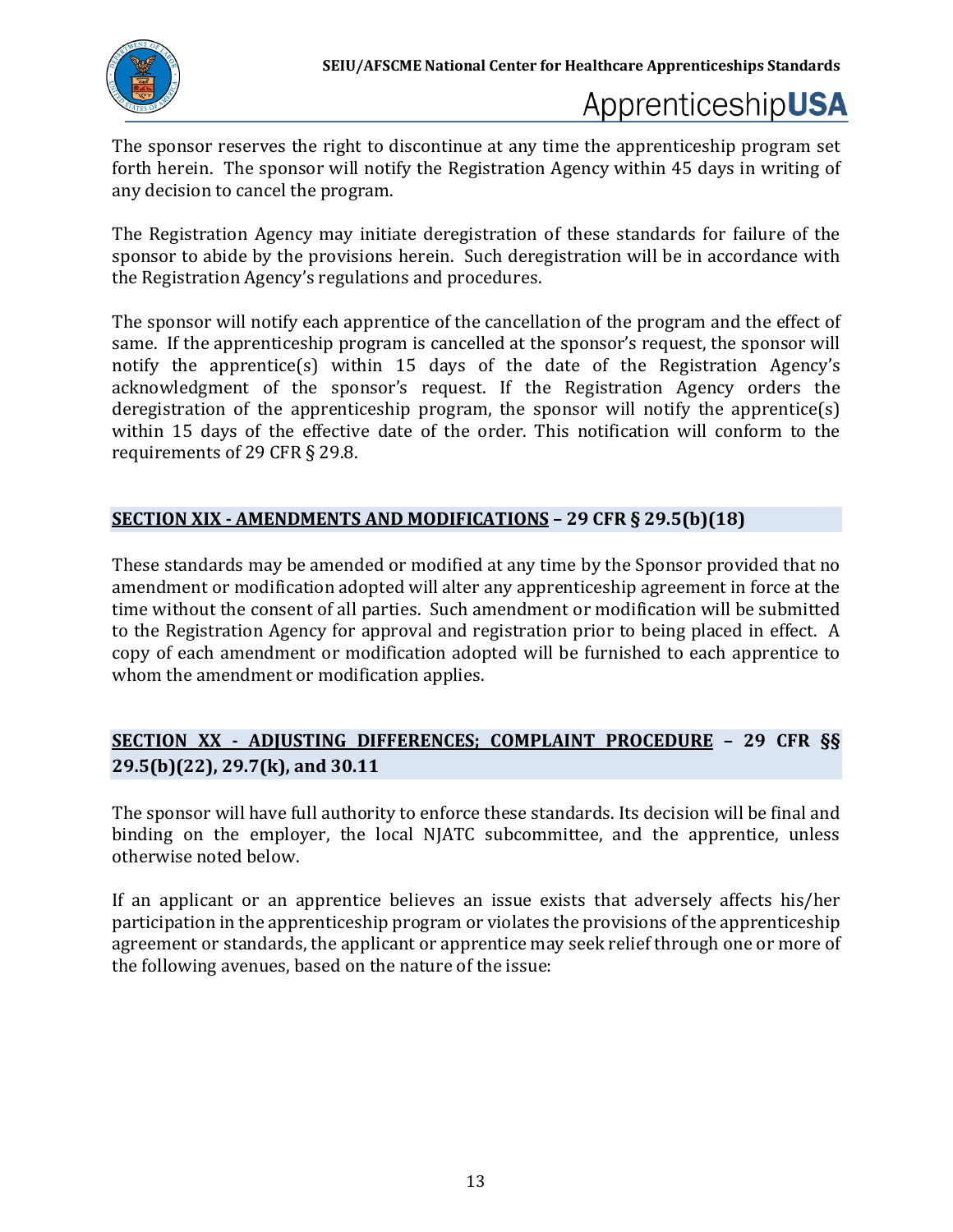The sponsor reserves the right to discontinue at any time the apprenticeship program set forth herein. The sponsor will notify the Registration Agency within 45 days in writing of any decision to cancel the program.

The Registration Agency may initiate deregistration of these standards for failure of the sponsor to abide by the provisions herein. Such deregistration will be in accordance with the Registration Agency's regulations and procedures.

The sponsor will notify each apprentice of the cancellation of the program and the effect of same. If the apprenticeship program is cancelled at the sponsor's request, the sponsor will notify the apprentice(s) within 15 days of the date of the Registration Agency's acknowledgment of the sponsor's request. If the Registration Agency orders the deregistration of the apprenticeship program, the sponsor will notify the apprentice(s) within 15 days of the effective date of the order. This notification will conform to the requirements of 29 CFR § 29.8.

## <u>SECTION XIX - AMENDMENTS AND MODIFICATIONS</u> – 29 CFR § 29.5(b)(18)

These standards may be amended or modified at any time by the Sponsor provided that no amendment or modification adopted will alter any apprenticeship agreement in force at the time without the consent of all parties. Such amendment or modification will be submitted to the Registration Agency for approval and registration prior to being placed in effect. A copy of each amendment or modification adopted will be furnished to each apprentice to whom the amendment or modification applies.

## <u>SECTION XX - ADJUSTING DIFFERENCES; COMPLAINT PROCEDURE</u> – 29 CFR §§ 29.5(b)(22), 29.7(k), and 30.11

The sponsor will have full authority to enforce these standards. Its decision will be final and binding on the employer, the local NJATC subcommittee, and the apprentice, unless otherwise noted below.

If an applicant or an apprentice believes an issue exists that adversely affects his/her participation in the apprenticeship program or violates the provisions of the apprenticeship agreement or standards, the applicant or apprentice may seek relief through one or more of the following avenues, based on the nature of the issue: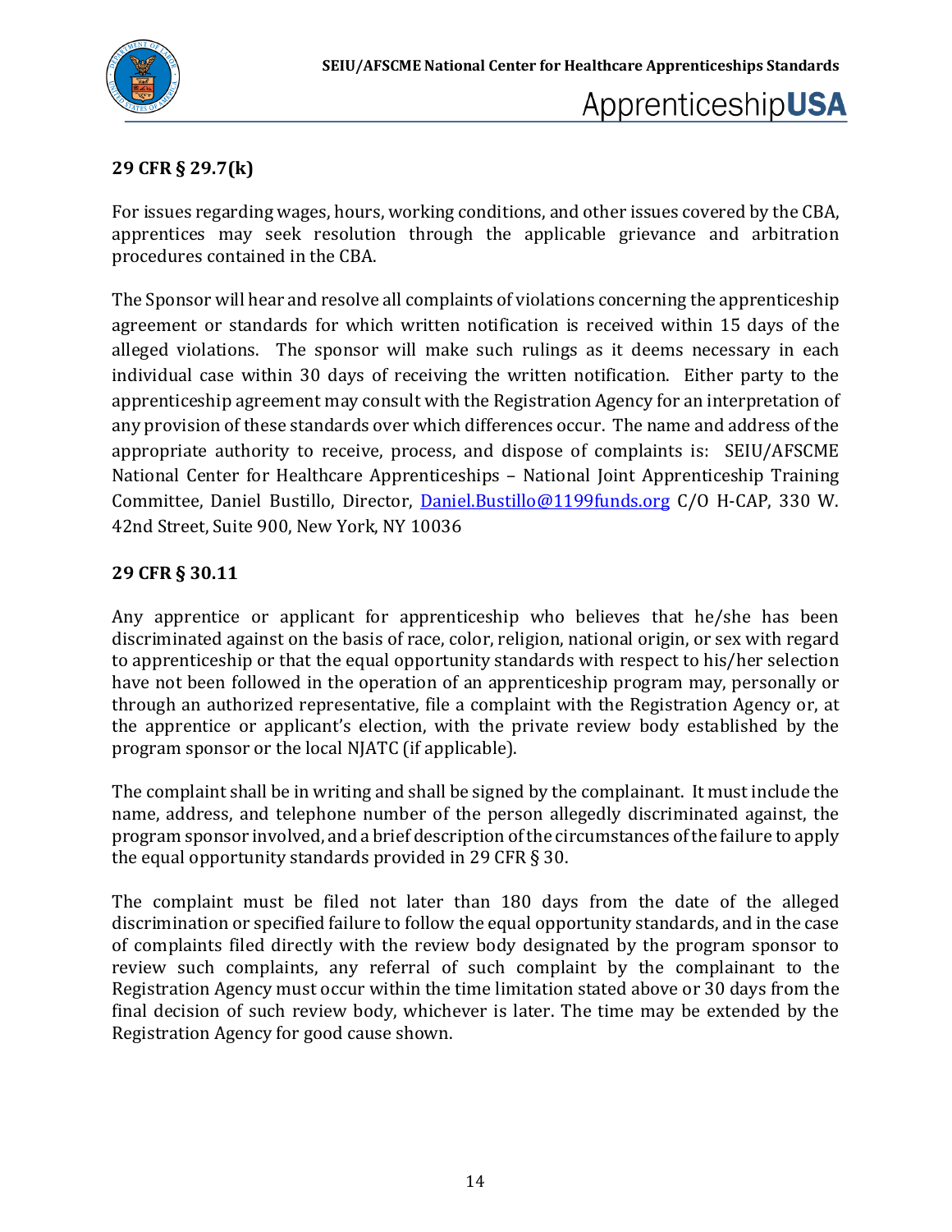## 29 CFR § 29.7(k)

For issues regarding wages, hours, working conditions, and other issues covered by the CBA, apprentices may seek resolution through the applicable grievance and arbitration procedures contained in the CBA.

The Sponsor will hear and resolve all complaints of violations concerning the apprenticeship agreement or standards for which written notification is received within 15 days of the alleged violations. The sponsor will make such rulings as it deems necessary in each individual case within 30 days of receiving the written notification. Either party to the apprenticeship agreement may consult with the Registration Agency for an interpretation of any provision of these standards over which differences occur. The name and address of the appropriate authority to receive, process, and dispose of complaints is: SEIU/AFSCME National Center for Healthcare Apprenticeships – National Joint Apprenticeship Training Committee, Daniel Bustillo, Director, Daniel.Bustillo@1199funds.org C/O H-CAP, 330 W. 42nd Street, Suite 900, New York, NY 10036

## 29 CFR § 30.11

Any apprentice or applicant for apprenticeship who believes that he/she has been discriminated against on the basis of race, color, religion, national origin, or sex with regard to apprenticeship or that the equal opportunity standards with respect to his/her selection have not been followed in the operation of an apprenticeship program may, personally or through an authorized representative, file a complaint with the Registration Agency or, at the apprentice or applicant's election, with the private review body established by the program sponsor or the local NJATC (if applicable).

The complaint shall be in writing and shall be signed by the complainant. It must include the name, address, and telephone number of the person allegedly discriminated against, the program sponsor involved, and a brief description of the circumstances of the failure to apply the equal opportunity standards provided in 29 CFR § 30.

The complaint must be filed not later than 180 days from the date of the alleged discrimination or specified failure to follow the equal opportunity standards, and in the case of complaints filed directly with the review body designated by the program sponsor to review such complaints, any referral of such complaint by the complainant to the Registration Agency must occur within the time limitation stated above or 30 days from the final decision of such review body, whichever is later. The time may be extended by the Registration Agency for good cause shown.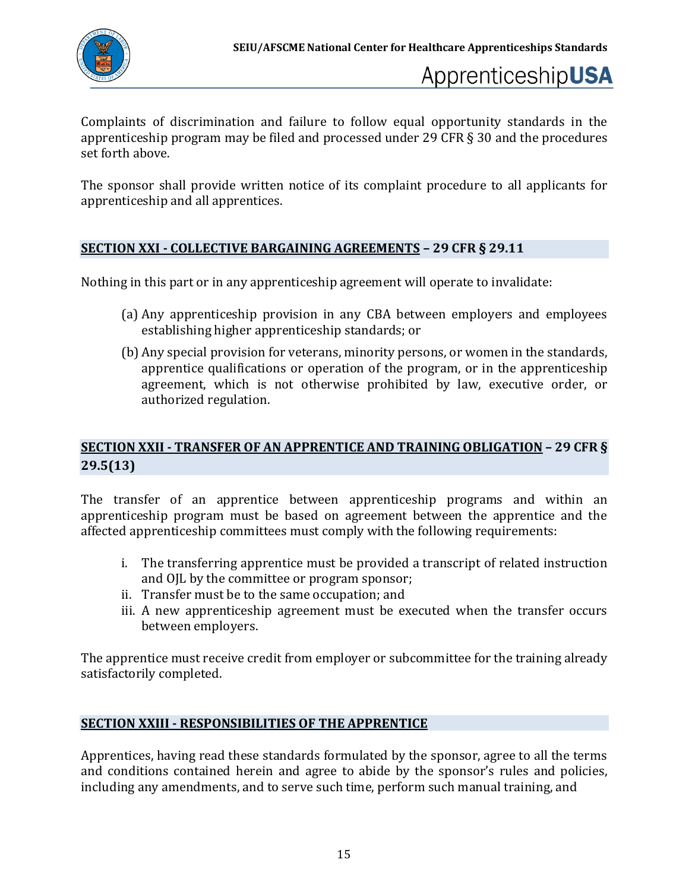Complaints of discrimination and failure to follow equal opportunity standards in the apprenticeship program may be filed and processed under 29 CFR § 30 and the procedures set forth above.

The sponsor shall provide written notice of its complaint procedure to all applicants for apprenticeship and all apprentices.

## SECTION XXI - COLLECTIVE BARGAINING AGREEMENTS – 29 CFR § 29.11

Nothing in this part or in any apprenticeship agreement will operate to invalidate:

(a) Any apprenticeship provision in any CBA between employers and employees establishing higher apprenticeship standards; or

(b) Any special provision for veterans, minority persons, or women in the standards, apprentice qualifications or operation of the program, or in the apprenticeship agreement, which is not otherwise prohibited by law, executive order, or authorized regulation.

## SECTION XXII - TRANSFER OF AN APPRENTICE AND TRAINING OBLIGATION – 29 CFR § 29.5(13)

The transfer of an apprentice between apprenticeship programs and within an apprenticeship program must be based on agreement between the apprentice and the affected apprenticeship committees must comply with the following requirements:

i. The transferring apprentice must be provided a transcript of related instruction and OJL by the committee or program sponsor;
ii. Transfer must be to the same occupation; and
iii. A new apprenticeship agreement must be executed when the transfer occurs between employers.

The apprentice must receive credit from employer or subcommittee for the training already satisfactorily completed.

## SECTION XXIII - RESPONSIBILITIES OF THE APPRENTICE

Apprentices, having read these standards formulated by the sponsor, agree to all the terms and conditions contained herein and agree to abide by the sponsor's rules and policies, including any amendments, and to serve such time, perform such manual training, and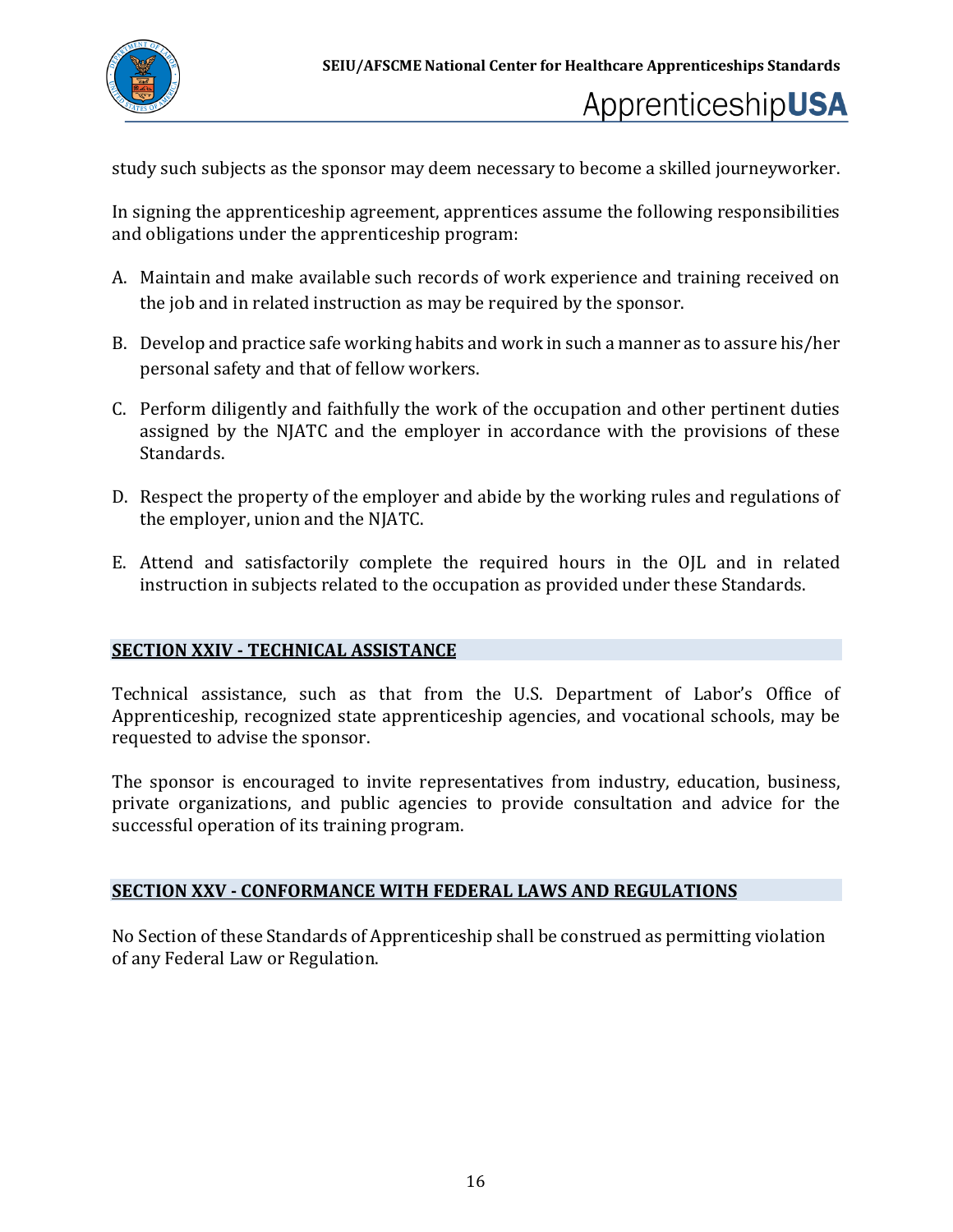study such subjects as the sponsor may deem necessary to become a skilled journeyworker.

In signing the apprenticeship agreement, apprentices assume the following responsibilities and obligations under the apprenticeship program:

A. Maintain and make available such records of work experience and training received on the job and in related instruction as may be required by the sponsor.

B. Develop and practice safe working habits and work in such a manner as to assure his/her personal safety and that of fellow workers.

C. Perform diligently and faithfully the work of the occupation and other pertinent duties assigned by the NJATC and the employer in accordance with the provisions of these Standards.

D. Respect the property of the employer and abide by the working rules and regulations of the employer, union and the NJATC.

E. Attend and satisfactorily complete the required hours in the OJL and in related instruction in subjects related to the occupation as provided under these Standards.

## SECTION XXIV - TECHNICAL ASSISTANCE

Technical assistance, such as that from the U.S. Department of Labor's Office of Apprenticeship, recognized state apprenticeship agencies, and vocational schools, may be requested to advise the sponsor.

The sponsor is encouraged to invite representatives from industry, education, business, private organizations, and public agencies to provide consultation and advice for the successful operation of its training program.

## SECTION XXV - CONFORMANCE WITH FEDERAL LAWS AND REGULATIONS

No Section of these Standards of Apprenticeship shall be construed as permitting violation of any Federal Law or Regulation.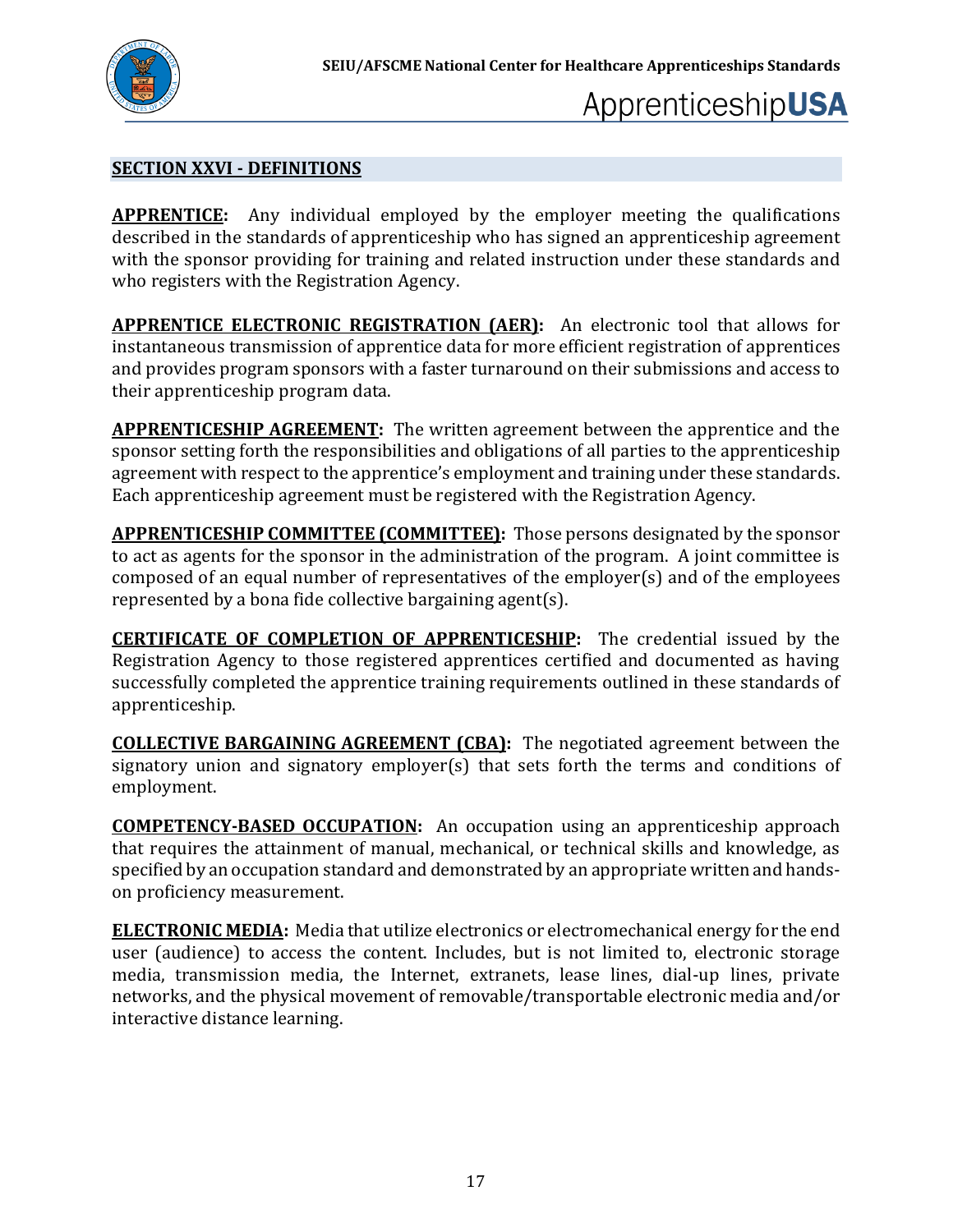## SECTION XXVI - DEFINITIONS

**APPRENTICE:** Any individual employed by the employer meeting the qualifications described in the standards of apprenticeship who has signed an apprenticeship agreement with the sponsor providing for training and related instruction under these standards and who registers with the Registration Agency.

**APPRENTICE ELECTRONIC REGISTRATION (AER):** An electronic tool that allows for instantaneous transmission of apprentice data for more efficient registration of apprentices and provides program sponsors with a faster turnaround on their submissions and access to their apprenticeship program data.

**APPRENTICESHIP AGREEMENT:** The written agreement between the apprentice and the sponsor setting forth the responsibilities and obligations of all parties to the apprenticeship agreement with respect to the apprentice's employment and training under these standards. Each apprenticeship agreement must be registered with the Registration Agency.

**APPRENTICESHIP COMMITTEE (COMMITTEE):** Those persons designated by the sponsor to act as agents for the sponsor in the administration of the program. A joint committee is composed of an equal number of representatives of the employer(s) and of the employees represented by a bona fide collective bargaining agent(s).

**CERTIFICATE OF COMPLETION OF APPRENTICESHIP:** The credential issued by the Registration Agency to those registered apprentices certified and documented as having successfully completed the apprentice training requirements outlined in these standards of apprenticeship.

**COLLECTIVE BARGAINING AGREEMENT (CBA):** The negotiated agreement between the signatory union and signatory employer(s) that sets forth the terms and conditions of employment.

**COMPETENCY-BASED OCCUPATION:** An occupation using an apprenticeship approach that requires the attainment of manual, mechanical, or technical skills and knowledge, as specified by an occupation standard and demonstrated by an appropriate written and hands-on proficiency measurement.

**ELECTRONIC MEDIA:** Media that utilize electronics or electromechanical energy for the end user (audience) to access the content. Includes, but is not limited to, electronic storage media, transmission media, the Internet, extranets, lease lines, dial-up lines, private networks, and the physical movement of removable/transportable electronic media and/or interactive distance learning.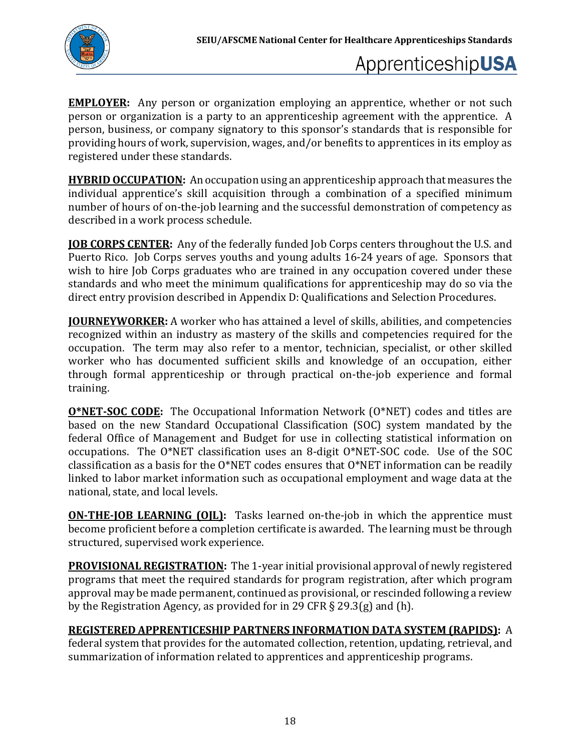**EMPLOYER:** Any person or organization employing an apprentice, whether or not such person or organization is a party to an apprenticeship agreement with the apprentice. A person, business, or company signatory to this sponsor's standards that is responsible for providing hours of work, supervision, wages, and/or benefits to apprentices in its employ as registered under these standards.

**HYBRID OCCUPATION:** An occupation using an apprenticeship approach that measures the individual apprentice's skill acquisition through a combination of a specified minimum number of hours of on-the-job learning and the successful demonstration of competency as described in a work process schedule.

**JOB CORPS CENTER:** Any of the federally funded Job Corps centers throughout the U.S. and Puerto Rico. Job Corps serves youths and young adults 16-24 years of age. Sponsors that wish to hire Job Corps graduates who are trained in any occupation covered under these standards and who meet the minimum qualifications for apprenticeship may do so via the direct entry provision described in Appendix D: Qualifications and Selection Procedures.

**JOURNEYWORKER:** A worker who has attained a level of skills, abilities, and competencies recognized within an industry as mastery of the skills and competencies required for the occupation. The term may also refer to a mentor, technician, specialist, or other skilled worker who has documented sufficient skills and knowledge of an occupation, either through formal apprenticeship or through practical on-the-job experience and formal training.

**O*NET-SOC CODE:** The Occupational Information Network (O*NET) codes and titles are based on the new Standard Occupational Classification (SOC) system mandated by the federal Office of Management and Budget for use in collecting statistical information on occupations. The O*NET classification uses an 8-digit O*NET-SOC code. Use of the SOC classification as a basis for the O*NET codes ensures that O*NET information can be readily linked to labor market information such as occupational employment and wage data at the national, state, and local levels.

**ON-THE-JOB LEARNING (OJL):** Tasks learned on-the-job in which the apprentice must become proficient before a completion certificate is awarded. The learning must be through structured, supervised work experience.

**PROVISIONAL REGISTRATION:** The 1-year initial provisional approval of newly registered programs that meet the required standards for program registration, after which program approval may be made permanent, continued as provisional, or rescinded following a review by the Registration Agency, as provided for in 29 CFR § 29.3(g) and (h).

**REGISTERED APPRENTICESHIP PARTNERS INFORMATION DATA SYSTEM (RAPIDS):** A federal system that provides for the automated collection, retention, updating, retrieval, and summarization of information related to apprentices and apprenticeship programs.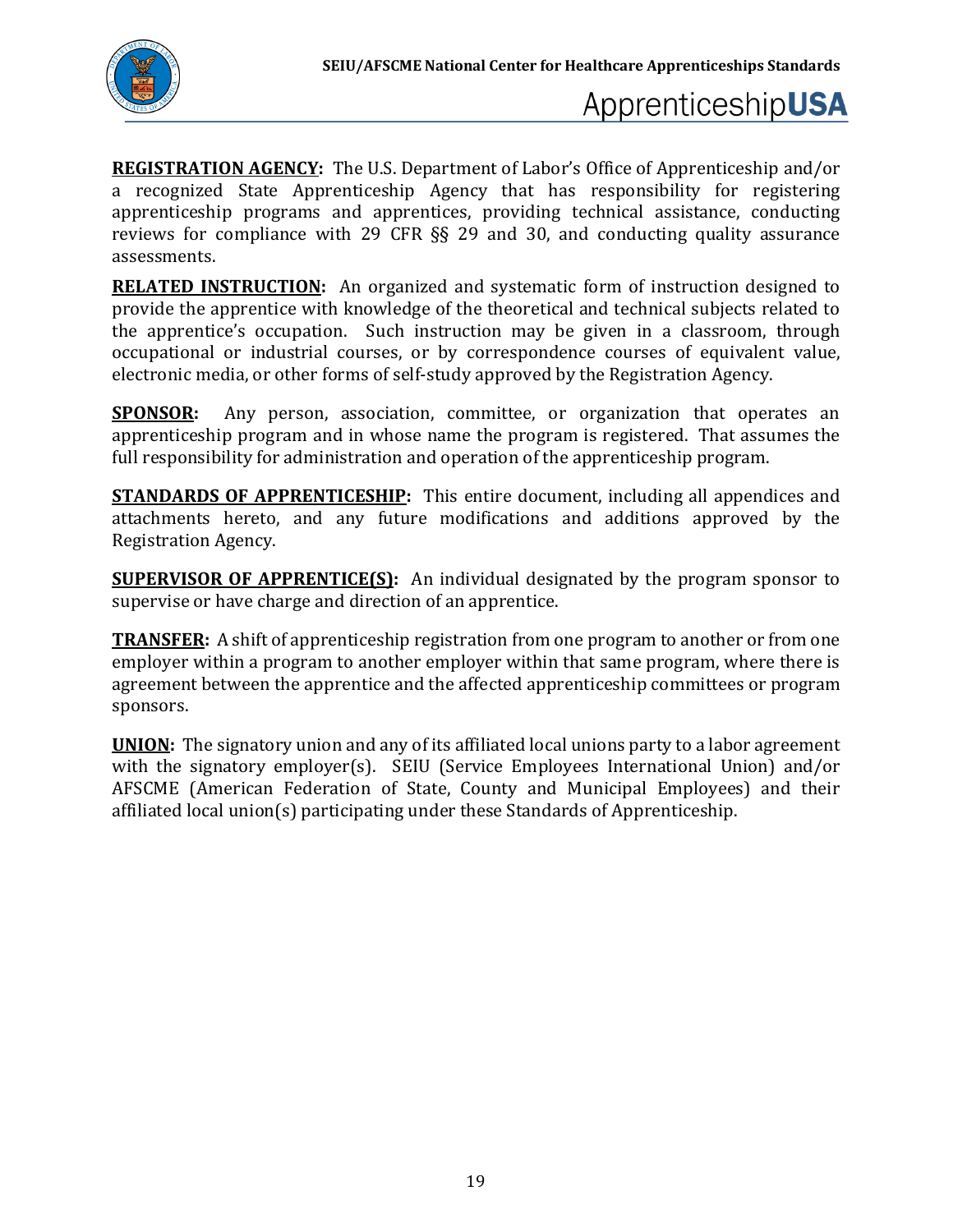**REGISTRATION AGENCY:** The U.S. Department of Labor's Office of Apprenticeship and/or a recognized State Apprenticeship Agency that has responsibility for registering apprenticeship programs and apprentices, providing technical assistance, conducting reviews for compliance with 29 CFR §§ 29 and 30, and conducting quality assurance assessments.

**RELATED INSTRUCTION:** An organized and systematic form of instruction designed to provide the apprentice with knowledge of the theoretical and technical subjects related to the apprentice's occupation. Such instruction may be given in a classroom, through occupational or industrial courses, or by correspondence courses of equivalent value, electronic media, or other forms of self-study approved by the Registration Agency.

**SPONSOR:** Any person, association, committee, or organization that operates an apprenticeship program and in whose name the program is registered. That assumes the full responsibility for administration and operation of the apprenticeship program.

**STANDARDS OF APPRENTICESHIP:** This entire document, including all appendices and attachments hereto, and any future modifications and additions approved by the Registration Agency.

**SUPERVISOR OF APPRENTICE(S):** An individual designated by the program sponsor to supervise or have charge and direction of an apprentice.

**TRANSFER:** A shift of apprenticeship registration from one program to another or from one employer within a program to another employer within that same program, where there is agreement between the apprentice and the affected apprenticeship committees or program sponsors.

**UNION:** The signatory union and any of its affiliated local unions party to a labor agreement with the signatory employer(s). SEIU (Service Employees International Union) and/or AFSCME (American Federation of State, County and Municipal Employees) and their affiliated local union(s) participating under these Standards of Apprenticeship.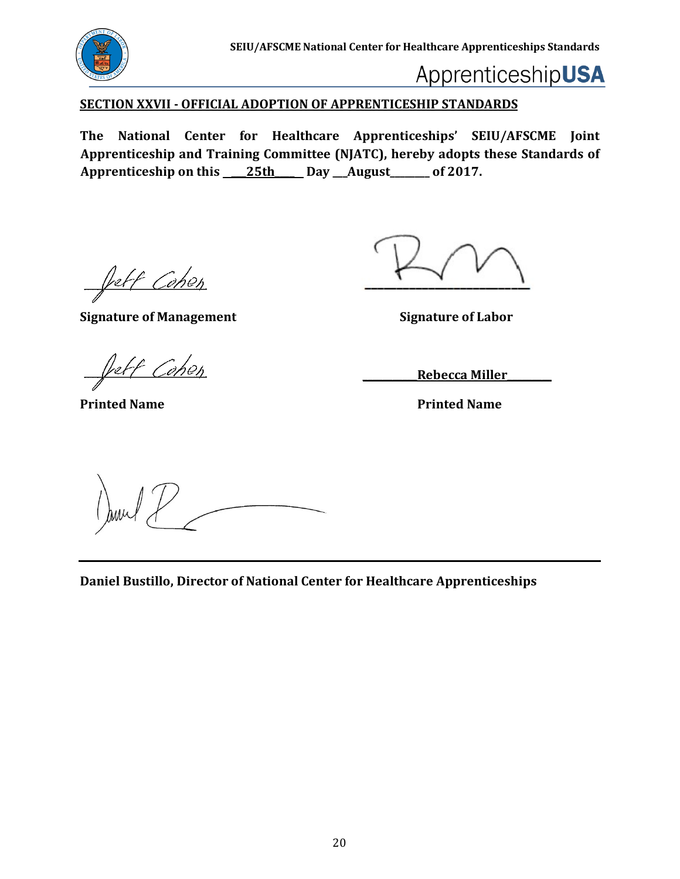## SECTION XXVII - OFFICIAL ADOPTION OF APPRENTICESHIP STANDARDS

**The National Center for Healthcare Apprenticeships' SEIU/AFSCME Joint Apprenticeship and Training Committee (NJATC), hereby adopts these Standards of Apprenticeship on this \_\_\_25th\_\_\_\_ Day \_\_August\_\_\_\_\_\_ of 2017.**

Jeff Cohen

**Signature of Management**

**Signature of Labor**

Jeff Cohen

**Printed Name**

\_\_\_\_\_\_\_\_\_\_**Rebecca Miller**\_\_\_\_\_\_\_\_

**Printed Name**

**Daniel Bustillo, Director of National Center for Healthcare Apprenticeships**